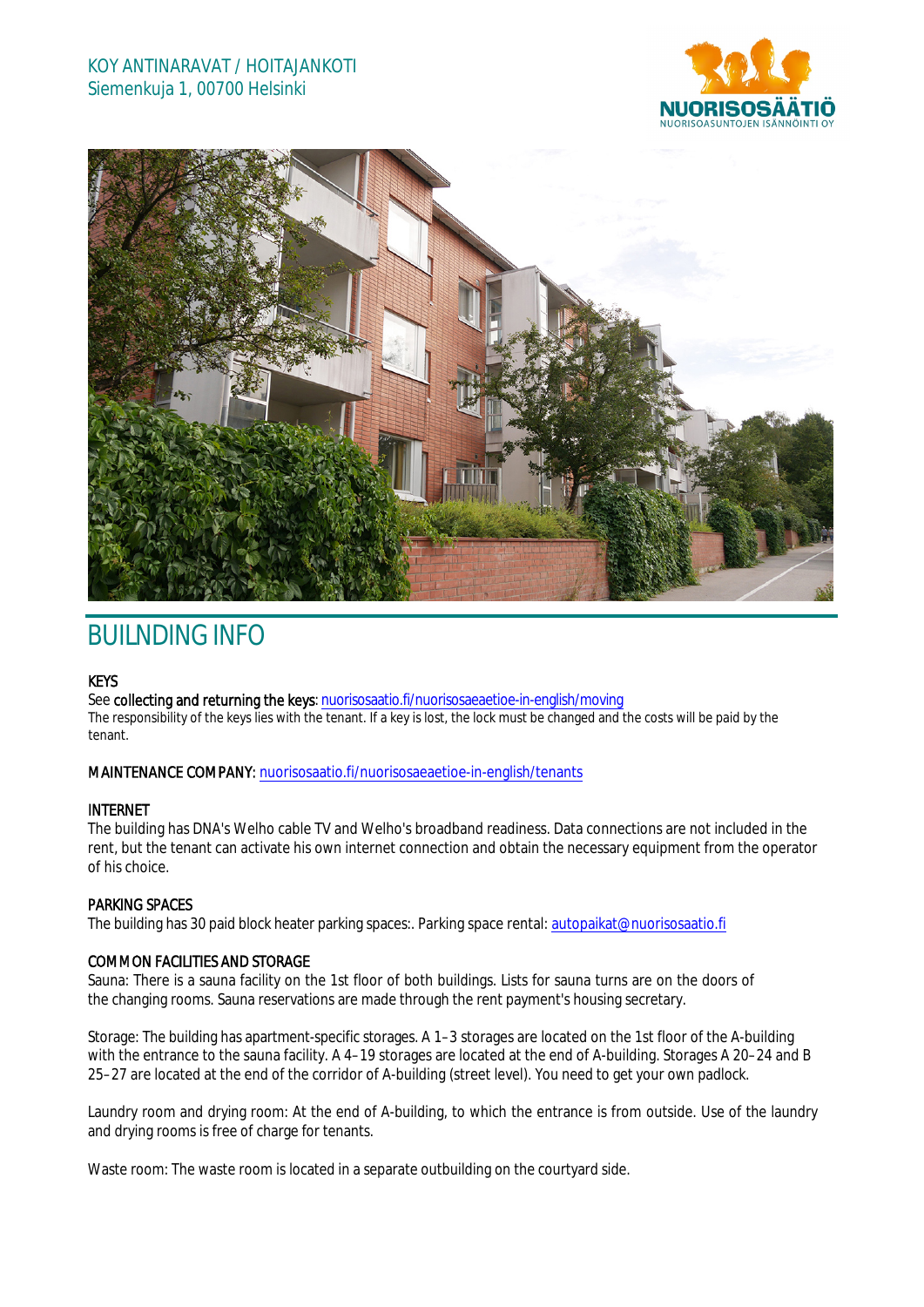KOY ANTINARAVAT / HOITAJANKOTI
Siemenkuja 1, 00700 Helsinki

# BUILNDING INFO

**KEYS**

See **collecting and returning the keys**: nuorisosaatio.fi/nuorisosaeaetioe-in-english/moving
The responsibility of the keys lies with the tenant. If a key is lost, the lock must be changed and the costs will be paid by the tenant.

**MAINTENANCE COMPANY**: nuorisosaatio.fi/nuorisosaeaetioe-in-english/tenants

**INTERNET**

The building has DNA's Welho cable TV and Welho's broadband readiness. Data connections are not included in the rent, but the tenant can activate his own internet connection and obtain the necessary equipment from the operator of his choice.

**PARKING SPACES**

The building has 30 paid block heater parking spaces:. Parking space rental: autopaikat@nuorisosaatio.fi

**COMMON FACILITIES AND STORAGE**

Sauna: There is a sauna facility on the 1st floor of both buildings. Lists for sauna turns are on the doors of the changing rooms. Sauna reservations are made through the rent payment's housing secretary.

Storage: The building has apartment-specific storages. A 1–3 storages are located on the 1st floor of the A-building with the entrance to the sauna facility. A 4–19 storages are located at the end of A-building. Storages A 20–24 and B 25–27 are located at the end of the corridor of A-building (street level). You need to get your own padlock.

Laundry room and drying room: At the end of A-building, to which the entrance is from outside. Use of the laundry and drying rooms is free of charge for tenants.

Waste room: The waste room is located in a separate outbuilding on the courtyard side.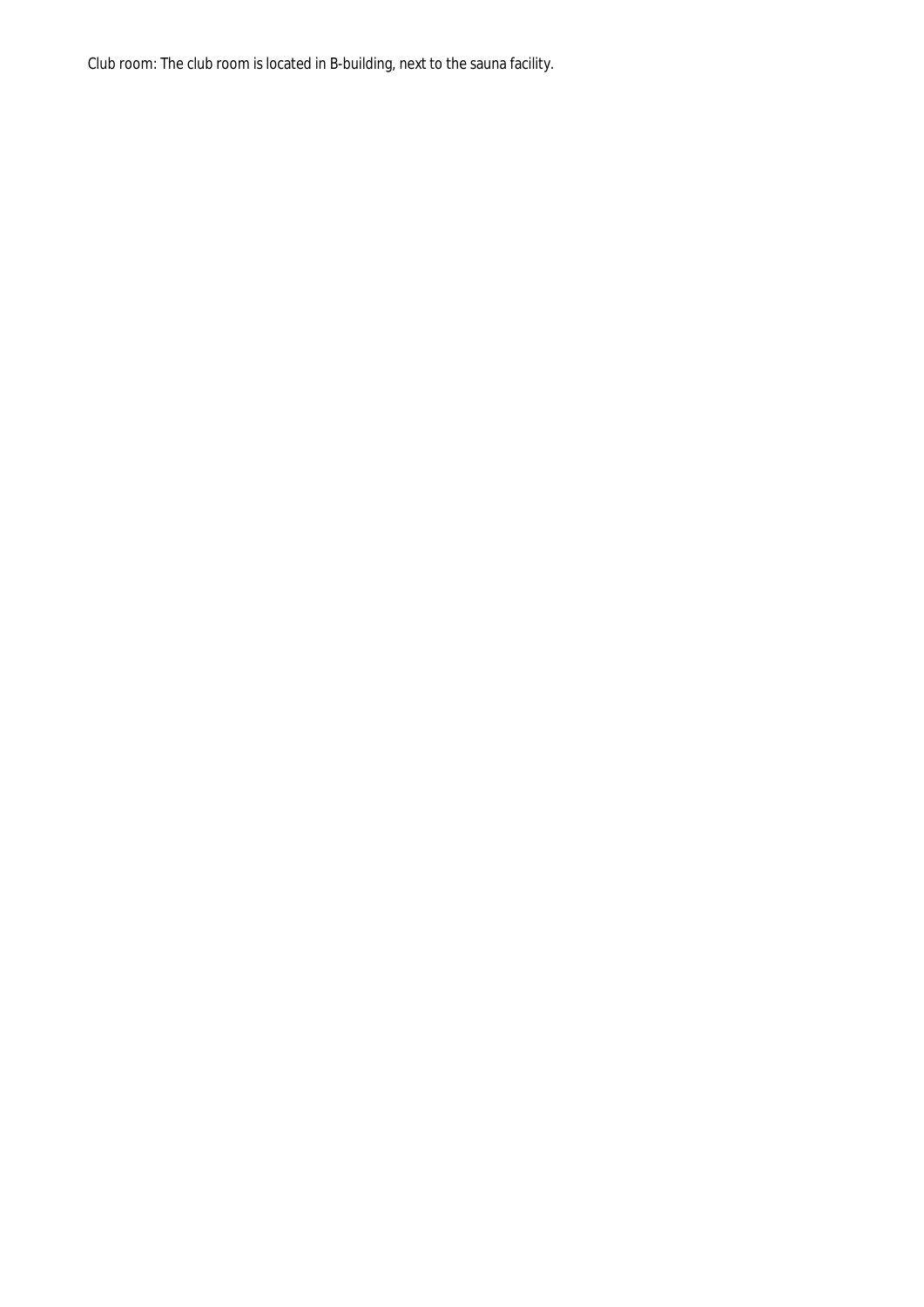Club room: The club room is located in B-building, next to the sauna facility.